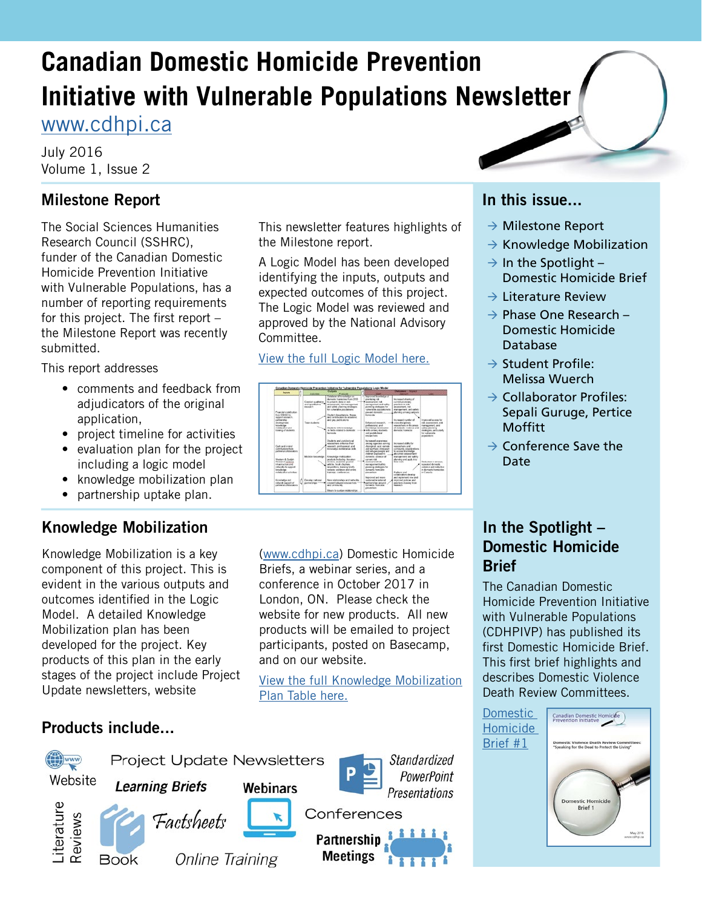# Canadian Domestic Homicide Prevention Initiative with Vulnerable Populations Newsletter

www.cdhpi.ca

July 2016
Volume 1, Issue 2

## Milestone Report

The Social Sciences Humanities Research Council (SSHRC), funder of the Canadian Domestic Homicide Prevention Initiative with Vulnerable Populations, has a number of reporting requirements for this project. The first report – the Milestone Report was recently submitted.

This report addresses

- comments and feedback from adjudicators of the original application,
- project timeline for activities
- evaluation plan for the project including a logic model
- knowledge mobilization plan
- partnership uptake plan.

This newsletter features highlights of the Milestone report.

A Logic Model has been developed identifying the inputs, outputs and expected outcomes of this project. The Logic Model was reviewed and approved by the National Advisory Committee.

View the full Logic Model here.

## In this issue...

- → Milestone Report
- → Knowledge Mobilization
- → In the Spotlight – Domestic Homicide Brief
- → Literature Review
- → Phase One Research – Domestic Homicide Database
- → Student Profile: Melissa Wuerch
- → Collaborator Profiles: Sepali Guruge, Pertice Moffitt
- → Conference Save the Date

## Knowledge Mobilization

Knowledge Mobilization is a key component of this project. This is evident in the various outputs and outcomes identified in the Logic Model. A detailed Knowledge Mobilization plan has been developed for the project. Key products of this plan in the early stages of the project include Project Update newsletters, website (www.cdhpi.ca) Domestic Homicide Briefs, a webinar series, and a conference in October 2017 in London, ON. Please check the website for new products. All new products will be emailed to project participants, posted on Basecamp, and on our website.

View the full Knowledge Mobilization Plan Table here.

## Products include...

Website, Project Update Newsletters, Learning Briefs, Webinars, Standardized PowerPoint Presentations, Literature Reviews, Book, Factsheets, Conferences, Online Training, Partnership Meetings

## In the Spotlight – Domestic Homicide Brief

The Canadian Domestic Homicide Prevention Initiative with Vulnerable Populations (CDHPIVP) has published its first Domestic Homicide Brief. This first brief highlights and describes Domestic Violence Death Review Committees.

Domestic Homicide Brief #1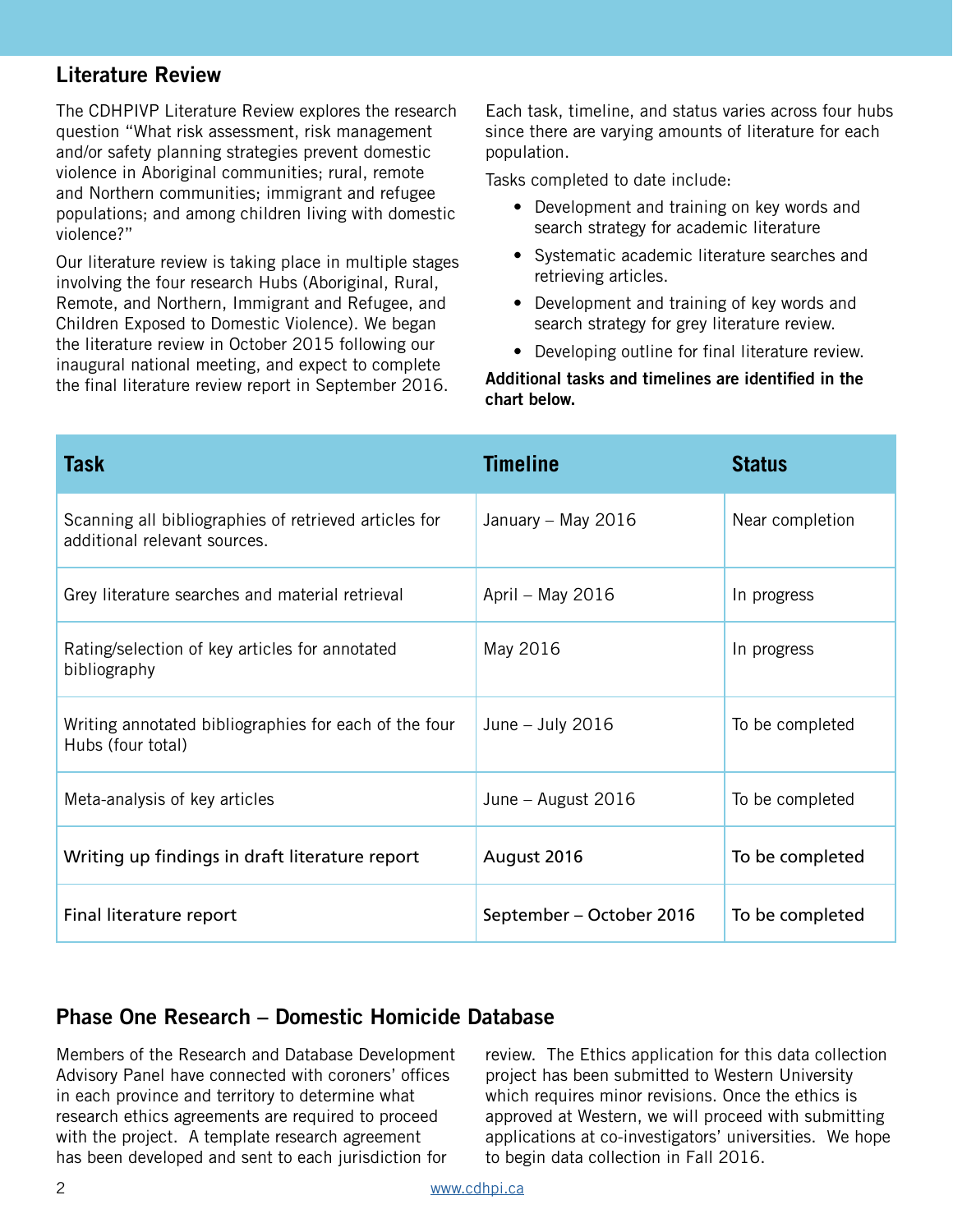## Literature Review

The CDHPIVP Literature Review explores the research question "What risk assessment, risk management and/or safety planning strategies prevent domestic violence in Aboriginal communities; rural, remote and Northern communities; immigrant and refugee populations; and among children living with domestic violence?"

Our literature review is taking place in multiple stages involving the four research Hubs (Aboriginal, Rural, Remote, and Northern, Immigrant and Refugee, and Children Exposed to Domestic Violence). We began the literature review in October 2015 following our inaugural national meeting, and expect to complete the final literature review report in September 2016.

Each task, timeline, and status varies across four hubs since there are varying amounts of literature for each population.

Tasks completed to date include:

- Development and training on key words and search strategy for academic literature
- Systematic academic literature searches and retrieving articles.
- Development and training of key words and search strategy for grey literature review.
- Developing outline for final literature review.

**Additional tasks and timelines are identified in the chart below.**

| Task | Timeline | Status |
|---|---|---|
| Scanning all bibliographies of retrieved articles for additional relevant sources. | January – May 2016 | Near completion |
| Grey literature searches and material retrieval | April – May 2016 | In progress |
| Rating/selection of key articles for annotated bibliography | May 2016 | In progress |
| Writing annotated bibliographies for each of the four Hubs (four total) | June – July 2016 | To be completed |
| Meta-analysis of key articles | June – August 2016 | To be completed |
| Writing up findings in draft literature report | August 2016 | To be completed |
| Final literature report | September – October 2016 | To be completed |

## Phase One Research – Domestic Homicide Database

Members of the Research and Database Development Advisory Panel have connected with coroners' offices in each province and territory to determine what research ethics agreements are required to proceed with the project. A template research agreement has been developed and sent to each jurisdiction for review. The Ethics application for this data collection project has been submitted to Western University which requires minor revisions. Once the ethics is approved at Western, we will proceed with submitting applications at co-investigators' universities. We hope to begin data collection in Fall 2016.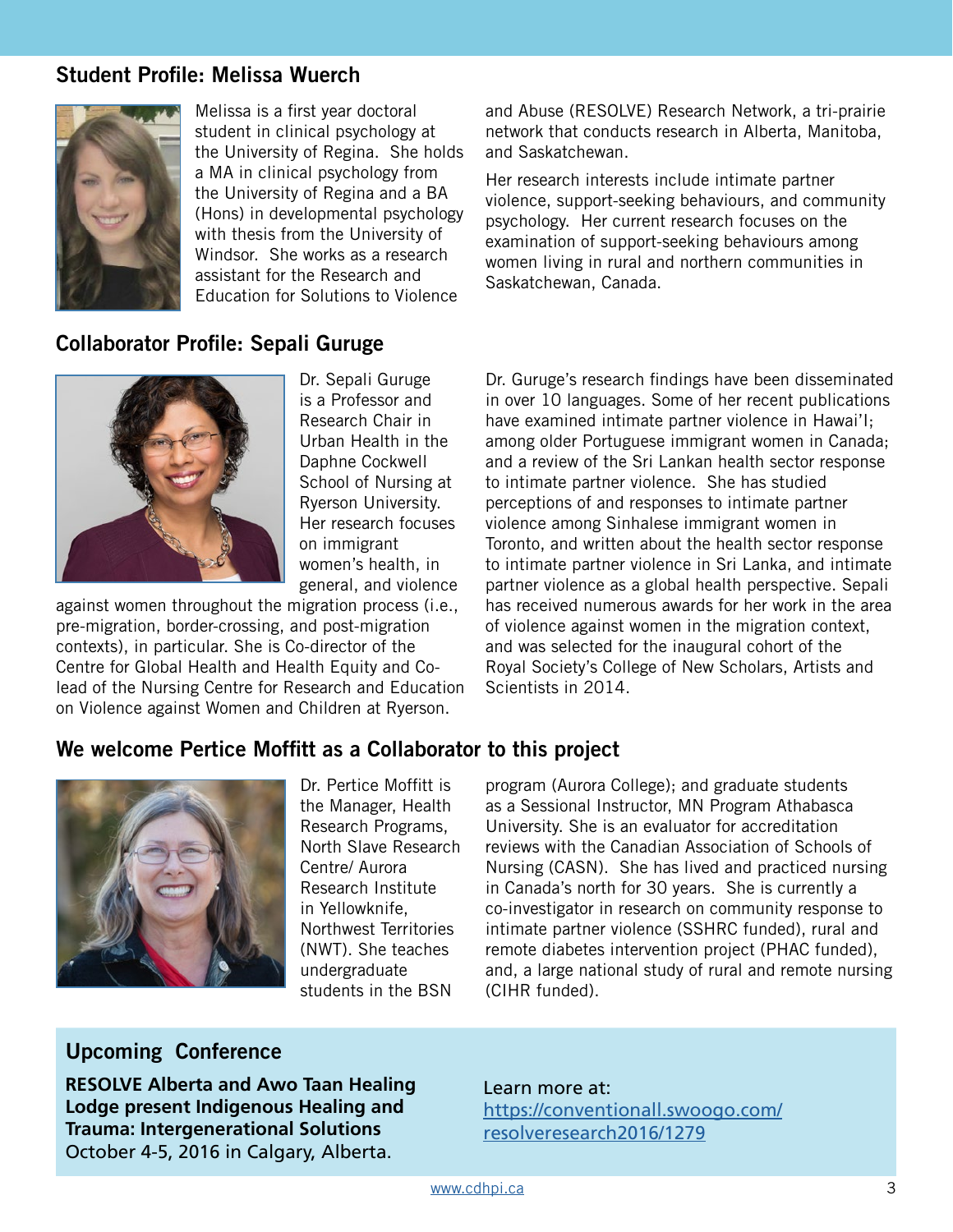## Student Profile: Melissa Wuerch

Melissa is a first year doctoral student in clinical psychology at the University of Regina. She holds a MA in clinical psychology from the University of Regina and a BA (Hons) in developmental psychology with thesis from the University of Windsor. She works as a research assistant for the Research and Education for Solutions to Violence and Abuse (RESOLVE) Research Network, a tri-prairie network that conducts research in Alberta, Manitoba, and Saskatchewan.

Her research interests include intimate partner violence, support-seeking behaviours, and community psychology. Her current research focuses on the examination of support-seeking behaviours among women living in rural and northern communities in Saskatchewan, Canada.

## Collaborator Profile: Sepali Guruge

Dr. Sepali Guruge is a Professor and Research Chair in Urban Health in the Daphne Cockwell School of Nursing at Ryerson University. Her research focuses on immigrant women's health, in general, and violence against women throughout the migration process (i.e., pre-migration, border-crossing, and post-migration contexts), in particular. She is Co-director of the Centre for Global Health and Health Equity and Co-lead of the Nursing Centre for Research and Education on Violence against Women and Children at Ryerson.

Dr. Guruge's research findings have been disseminated in over 10 languages. Some of her recent publications have examined intimate partner violence in Hawai'I; among older Portuguese immigrant women in Canada; and a review of the Sri Lankan health sector response to intimate partner violence. She has studied perceptions of and responses to intimate partner violence among Sinhalese immigrant women in Toronto, and written about the health sector response to intimate partner violence in Sri Lanka, and intimate partner violence as a global health perspective. Sepali has received numerous awards for her work in the area of violence against women in the migration context, and was selected for the inaugural cohort of the Royal Society's College of New Scholars, Artists and Scientists in 2014.

## We welcome Pertice Moffitt as a Collaborator to this project

Dr. Pertice Moffitt is the Manager, Health Research Programs, North Slave Research Centre/ Aurora Research Institute in Yellowknife, Northwest Territories (NWT). She teaches undergraduate students in the BSN program (Aurora College); and graduate students as a Sessional Instructor, MN Program Athabasca University. She is an evaluator for accreditation reviews with the Canadian Association of Schools of Nursing (CASN). She has lived and practiced nursing in Canada's north for 30 years. She is currently a co-investigator in research on community response to intimate partner violence (SSHRC funded), rural and remote diabetes intervention project (PHAC funded), and, a large national study of rural and remote nursing (CIHR funded).

## Upcoming Conference

**RESOLVE Alberta and Awo Taan Healing Lodge present Indigenous Healing and Trauma: Intergenerational Solutions**
October 4-5, 2016 in Calgary, Alberta.

Learn more at:
https://conventionall.swoogo.com/resolveresearch2016/1279

www.cdhpi.ca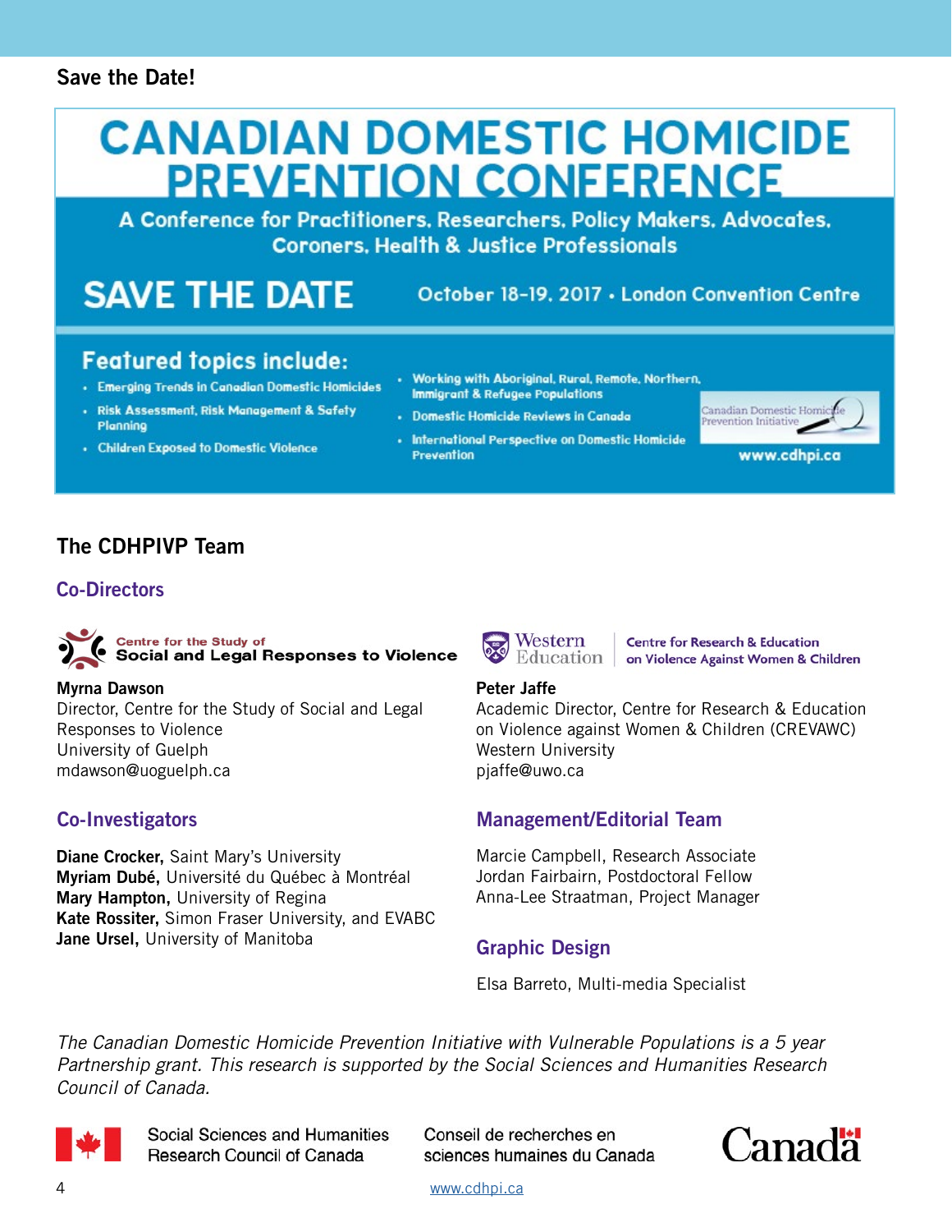## Save the Date!

# CANADIAN DOMESTIC HOMICIDE PREVENTION CONFERENCE

A Conference for Practitioners, Researchers, Policy Makers, Advocates, Coroners, Health & Justice Professionals

**SAVE THE DATE** October 18-19, 2017 • London Convention Centre

### Featured topics include:

- Emerging Trends in Canadian Domestic Homicides
- Risk Assessment, Risk Management & Safety Planning
- Children Exposed to Domestic Violence
- Working with Aboriginal, Rural, Remote, Northern, Immigrant & Refugee Populations
- Domestic Homicide Reviews in Canada
- International Perspective on Domestic Homicide Prevention

Canadian Domestic Homicide Prevention Initiative

www.cdhpi.ca

## The CDHPIVP Team

### Co-Directors

Centre for the Study of Social and Legal Responses to Violence

**Myrna Dawson**
Director, Centre for the Study of Social and Legal Responses to Violence
University of Guelph
mdawson@uoguelph.ca

Western Education | Centre for Research & Education on Violence Against Women & Children

**Peter Jaffe**
Academic Director, Centre for Research & Education on Violence against Women & Children (CREVAWC)
Western University
pjaffe@uwo.ca

### Co-Investigators

**Diane Crocker,** Saint Mary's University
**Myriam Dubé,** Université du Québec à Montréal
**Mary Hampton,** University of Regina
**Kate Rossiter,** Simon Fraser University, and EVABC
**Jane Ursel,** University of Manitoba

### Management/Editorial Team

Marcie Campbell, Research Associate
Jordan Fairbairn, Postdoctoral Fellow
Anna-Lee Straatman, Project Manager

### Graphic Design

Elsa Barreto, Multi-media Specialist

*The Canadian Domestic Homicide Prevention Initiative with Vulnerable Populations is a 5 year Partnership grant. This research is supported by the Social Sciences and Humanities Research Council of Canada.*

Social Sciences and Humanities Research Council of Canada | Conseil de recherches en sciences humaines du Canada | Canada

www.cdhpi.ca